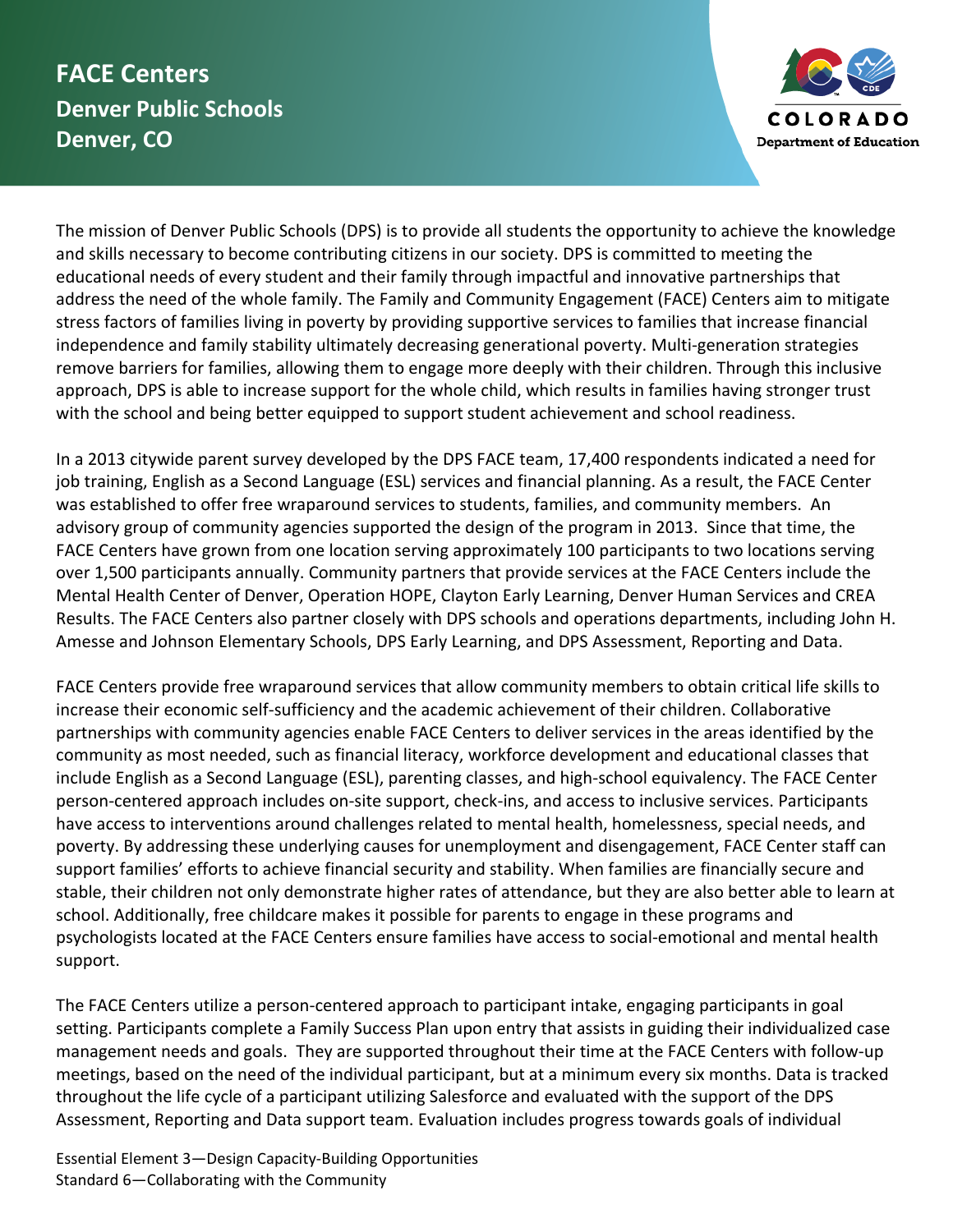# FACE Centers
## Denver Public Schools
## Denver, CO

The mission of Denver Public Schools (DPS) is to provide all students the opportunity to achieve the knowledge and skills necessary to become contributing citizens in our society. DPS is committed to meeting the educational needs of every student and their family through impactful and innovative partnerships that address the need of the whole family. The Family and Community Engagement (FACE) Centers aim to mitigate stress factors of families living in poverty by providing supportive services to families that increase financial independence and family stability ultimately decreasing generational poverty. Multi-generation strategies remove barriers for families, allowing them to engage more deeply with their children. Through this inclusive approach, DPS is able to increase support for the whole child, which results in families having stronger trust with the school and being better equipped to support student achievement and school readiness.

In a 2013 citywide parent survey developed by the DPS FACE team, 17,400 respondents indicated a need for job training, English as a Second Language (ESL) services and financial planning. As a result, the FACE Center was established to offer free wraparound services to students, families, and community members. An advisory group of community agencies supported the design of the program in 2013. Since that time, the FACE Centers have grown from one location serving approximately 100 participants to two locations serving over 1,500 participants annually. Community partners that provide services at the FACE Centers include the Mental Health Center of Denver, Operation HOPE, Clayton Early Learning, Denver Human Services and CREA Results. The FACE Centers also partner closely with DPS schools and operations departments, including John H. Amesse and Johnson Elementary Schools, DPS Early Learning, and DPS Assessment, Reporting and Data.

FACE Centers provide free wraparound services that allow community members to obtain critical life skills to increase their economic self-sufficiency and the academic achievement of their children. Collaborative partnerships with community agencies enable FACE Centers to deliver services in the areas identified by the community as most needed, such as financial literacy, workforce development and educational classes that include English as a Second Language (ESL), parenting classes, and high-school equivalency. The FACE Center person-centered approach includes on-site support, check-ins, and access to inclusive services. Participants have access to interventions around challenges related to mental health, homelessness, special needs, and poverty. By addressing these underlying causes for unemployment and disengagement, FACE Center staff can support families' efforts to achieve financial security and stability. When families are financially secure and stable, their children not only demonstrate higher rates of attendance, but they are also better able to learn at school. Additionally, free childcare makes it possible for parents to engage in these programs and psychologists located at the FACE Centers ensure families have access to social-emotional and mental health support.

The FACE Centers utilize a person-centered approach to participant intake, engaging participants in goal setting. Participants complete a Family Success Plan upon entry that assists in guiding their individualized case management needs and goals. They are supported throughout their time at the FACE Centers with follow-up meetings, based on the need of the individual participant, but at a minimum every six months. Data is tracked throughout the life cycle of a participant utilizing Salesforce and evaluated with the support of the DPS Assessment, Reporting and Data support team. Evaluation includes progress towards goals of individual

Essential Element 3—Design Capacity-Building Opportunities
Standard 6—Collaborating with the Community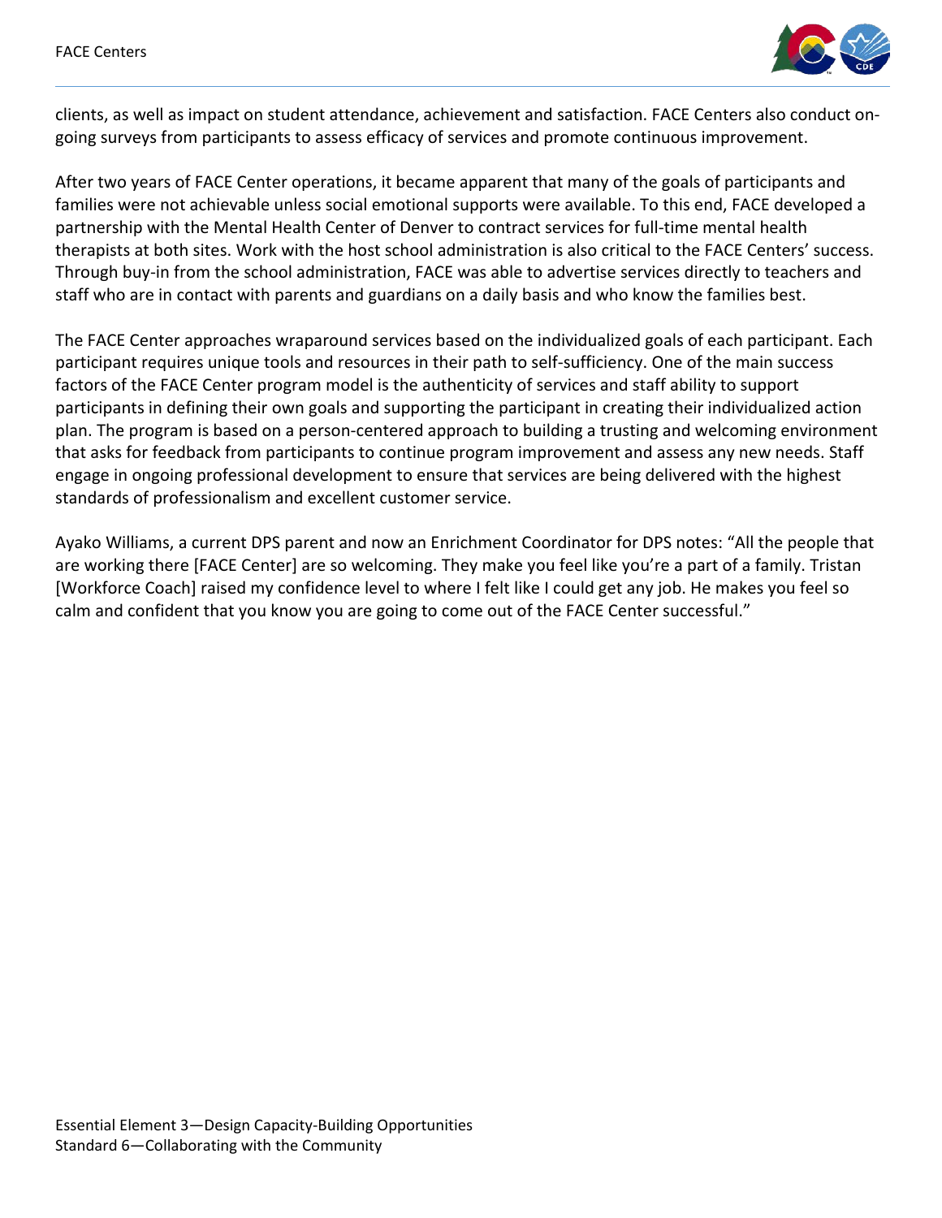clients, as well as impact on student attendance, achievement and satisfaction. FACE Centers also conduct on-going surveys from participants to assess efficacy of services and promote continuous improvement.

After two years of FACE Center operations, it became apparent that many of the goals of participants and families were not achievable unless social emotional supports were available. To this end, FACE developed a partnership with the Mental Health Center of Denver to contract services for full-time mental health therapists at both sites. Work with the host school administration is also critical to the FACE Centers' success. Through buy-in from the school administration, FACE was able to advertise services directly to teachers and staff who are in contact with parents and guardians on a daily basis and who know the families best.

The FACE Center approaches wraparound services based on the individualized goals of each participant. Each participant requires unique tools and resources in their path to self-sufficiency. One of the main success factors of the FACE Center program model is the authenticity of services and staff ability to support participants in defining their own goals and supporting the participant in creating their individualized action plan. The program is based on a person-centered approach to building a trusting and welcoming environment that asks for feedback from participants to continue program improvement and assess any new needs. Staff engage in ongoing professional development to ensure that services are being delivered with the highest standards of professionalism and excellent customer service.

Ayako Williams, a current DPS parent and now an Enrichment Coordinator for DPS notes: "All the people that are working there [FACE Center] are so welcoming. They make you feel like you're a part of a family. Tristan [Workforce Coach] raised my confidence level to where I felt like I could get any job. He makes you feel so calm and confident that you know you are going to come out of the FACE Center successful."